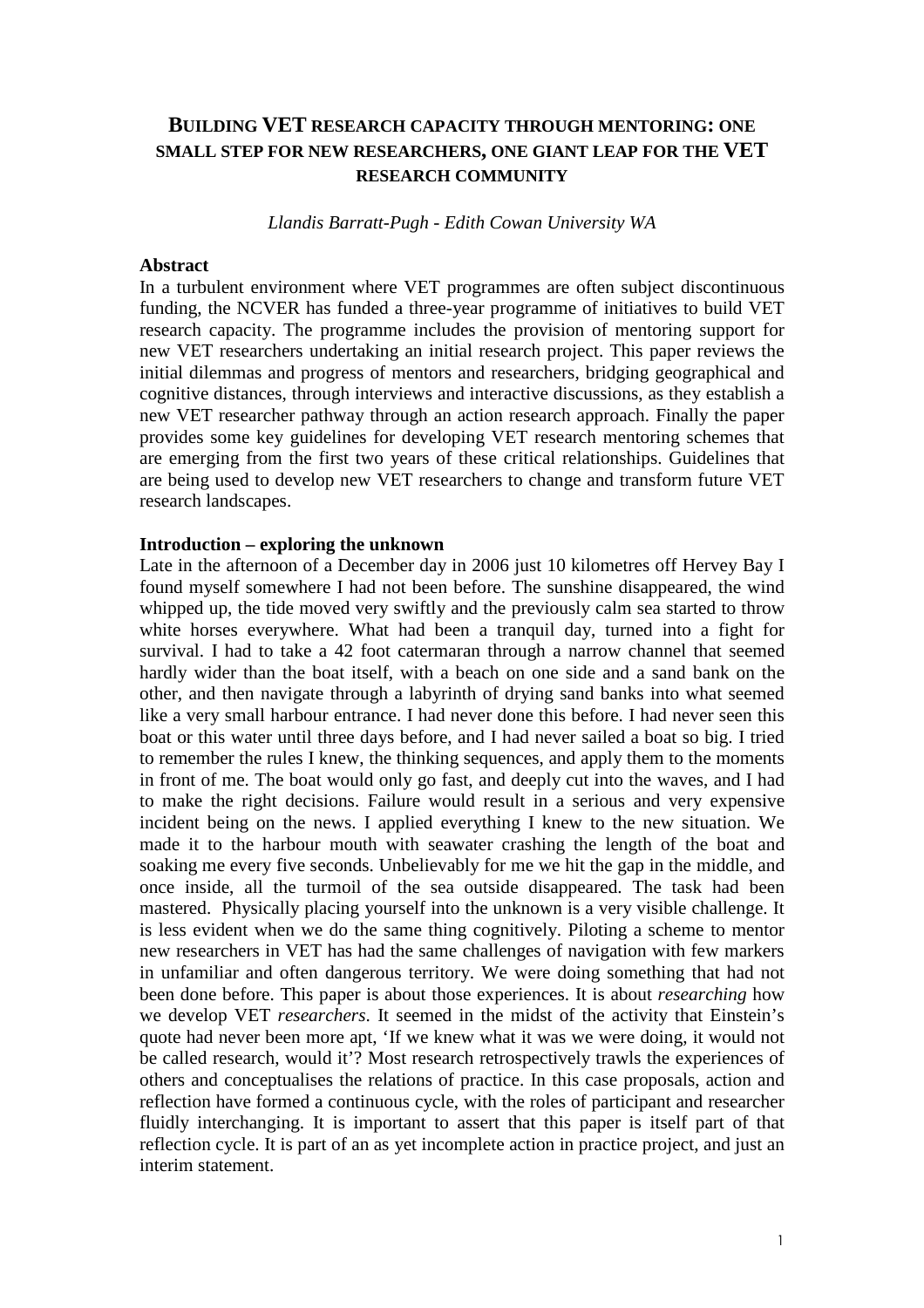# BUILDING VET RESEARCH CAPACITY THROUGH MENTORING: ONE SMALL STEP FOR NEW RESEARCHERS, ONE GIANT LEAP FOR THE VET RESEARCH COMMUNITY

*Llandis Barratt-Pugh - Edith Cowan University WA*

**Abstract**

In a turbulent environment where VET programmes are often subject discontinuous funding, the NCVER has funded a three-year programme of initiatives to build VET research capacity. The programme includes the provision of mentoring support for new VET researchers undertaking an initial research project. This paper reviews the initial dilemmas and progress of mentors and researchers, bridging geographical and cognitive distances, through interviews and interactive discussions, as they establish a new VET researcher pathway through an action research approach. Finally the paper provides some key guidelines for developing VET research mentoring schemes that are emerging from the first two years of these critical relationships. Guidelines that are being used to develop new VET researchers to change and transform future VET research landscapes.

**Introduction – exploring the unknown**

Late in the afternoon of a December day in 2006 just 10 kilometres off Hervey Bay I found myself somewhere I had not been before. The sunshine disappeared, the wind whipped up, the tide moved very swiftly and the previously calm sea started to throw white horses everywhere. What had been a tranquil day, turned into a fight for survival. I had to take a 42 foot catermaran through a narrow channel that seemed hardly wider than the boat itself, with a beach on one side and a sand bank on the other, and then navigate through a labyrinth of drying sand banks into what seemed like a very small harbour entrance. I had never done this before. I had never seen this boat or this water until three days before, and I had never sailed a boat so big. I tried to remember the rules I knew, the thinking sequences, and apply them to the moments in front of me. The boat would only go fast, and deeply cut into the waves, and I had to make the right decisions. Failure would result in a serious and very expensive incident being on the news. I applied everything I knew to the new situation. We made it to the harbour mouth with seawater crashing the length of the boat and soaking me every five seconds. Unbelievably for me we hit the gap in the middle, and once inside, all the turmoil of the sea outside disappeared. The task had been mastered. Physically placing yourself into the unknown is a very visible challenge. It is less evident when we do the same thing cognitively. Piloting a scheme to mentor new researchers in VET has had the same challenges of navigation with few markers in unfamiliar and often dangerous territory. We were doing something that had not been done before. This paper is about those experiences. It is about *researching* how we develop VET *researchers*. It seemed in the midst of the activity that Einstein's quote had never been more apt, 'If we knew what it was we were doing, it would not be called research, would it'? Most research retrospectively trawls the experiences of others and conceptualises the relations of practice. In this case proposals, action and reflection have formed a continuous cycle, with the roles of participant and researcher fluidly interchanging. It is important to assert that this paper is itself part of that reflection cycle. It is part of an as yet incomplete action in practice project, and just an interim statement.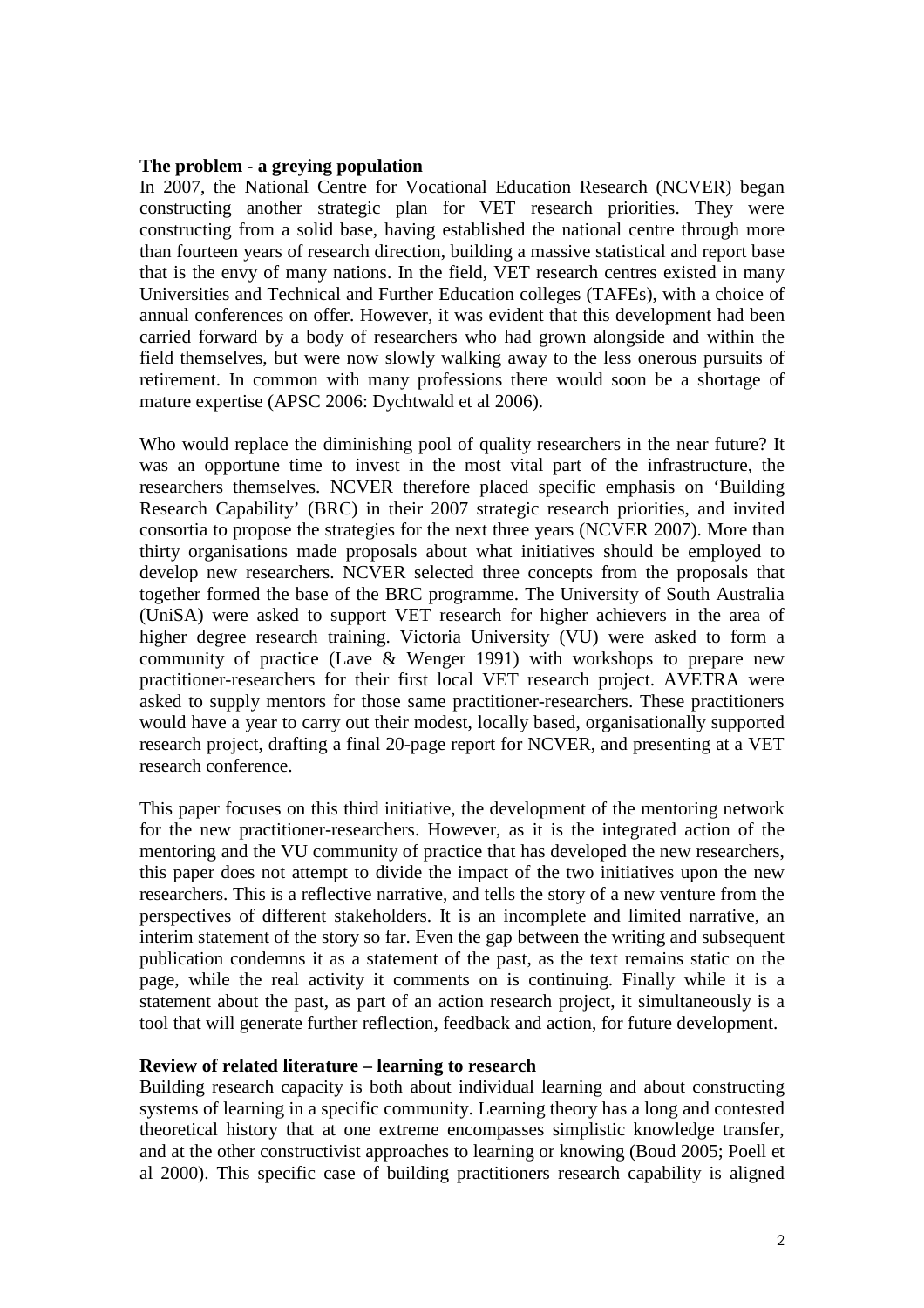**The problem - a greying population**

In 2007, the National Centre for Vocational Education Research (NCVER) began constructing another strategic plan for VET research priorities. They were constructing from a solid base, having established the national centre through more than fourteen years of research direction, building a massive statistical and report base that is the envy of many nations. In the field, VET research centres existed in many Universities and Technical and Further Education colleges (TAFEs), with a choice of annual conferences on offer. However, it was evident that this development had been carried forward by a body of researchers who had grown alongside and within the field themselves, but were now slowly walking away to the less onerous pursuits of retirement. In common with many professions there would soon be a shortage of mature expertise (APSC 2006: Dychtwald et al 2006).

Who would replace the diminishing pool of quality researchers in the near future? It was an opportune time to invest in the most vital part of the infrastructure, the researchers themselves. NCVER therefore placed specific emphasis on 'Building Research Capability' (BRC) in their 2007 strategic research priorities, and invited consortia to propose the strategies for the next three years (NCVER 2007). More than thirty organisations made proposals about what initiatives should be employed to develop new researchers. NCVER selected three concepts from the proposals that together formed the base of the BRC programme. The University of South Australia (UniSA) were asked to support VET research for higher achievers in the area of higher degree research training. Victoria University (VU) were asked to form a community of practice (Lave & Wenger 1991) with workshops to prepare new practitioner-researchers for their first local VET research project. AVETRA were asked to supply mentors for those same practitioner-researchers. These practitioners would have a year to carry out their modest, locally based, organisationally supported research project, drafting a final 20-page report for NCVER, and presenting at a VET research conference.

This paper focuses on this third initiative, the development of the mentoring network for the new practitioner-researchers. However, as it is the integrated action of the mentoring and the VU community of practice that has developed the new researchers, this paper does not attempt to divide the impact of the two initiatives upon the new researchers. This is a reflective narrative, and tells the story of a new venture from the perspectives of different stakeholders. It is an incomplete and limited narrative, an interim statement of the story so far. Even the gap between the writing and subsequent publication condemns it as a statement of the past, as the text remains static on the page, while the real activity it comments on is continuing. Finally while it is a statement about the past, as part of an action research project, it simultaneously is a tool that will generate further reflection, feedback and action, for future development.

**Review of related literature – learning to research**

Building research capacity is both about individual learning and about constructing systems of learning in a specific community. Learning theory has a long and contested theoretical history that at one extreme encompasses simplistic knowledge transfer, and at the other constructivist approaches to learning or knowing (Boud 2005; Poell et al 2000). This specific case of building practitioners research capability is aligned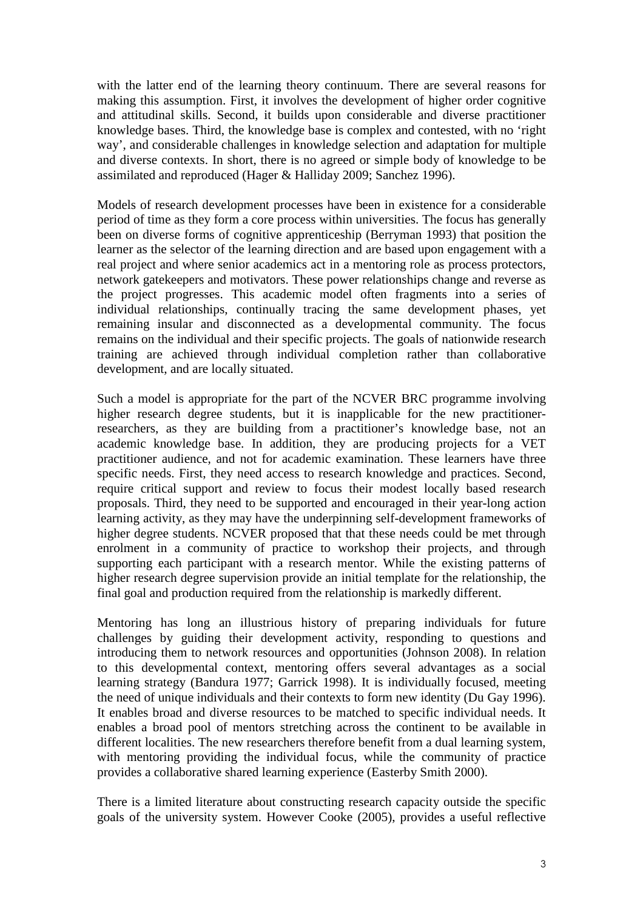with the latter end of the learning theory continuum. There are several reasons for making this assumption. First, it involves the development of higher order cognitive and attitudinal skills. Second, it builds upon considerable and diverse practitioner knowledge bases. Third, the knowledge base is complex and contested, with no 'right way', and considerable challenges in knowledge selection and adaptation for multiple and diverse contexts. In short, there is no agreed or simple body of knowledge to be assimilated and reproduced (Hager & Halliday 2009; Sanchez 1996).

Models of research development processes have been in existence for a considerable period of time as they form a core process within universities. The focus has generally been on diverse forms of cognitive apprenticeship (Berryman 1993) that position the learner as the selector of the learning direction and are based upon engagement with a real project and where senior academics act in a mentoring role as process protectors, network gatekeepers and motivators. These power relationships change and reverse as the project progresses. This academic model often fragments into a series of individual relationships, continually tracing the same development phases, yet remaining insular and disconnected as a developmental community. The focus remains on the individual and their specific projects. The goals of nationwide research training are achieved through individual completion rather than collaborative development, and are locally situated.

Such a model is appropriate for the part of the NCVER BRC programme involving higher research degree students, but it is inapplicable for the new practitioner-researchers, as they are building from a practitioner's knowledge base, not an academic knowledge base. In addition, they are producing projects for a VET practitioner audience, and not for academic examination. These learners have three specific needs. First, they need access to research knowledge and practices. Second, require critical support and review to focus their modest locally based research proposals. Third, they need to be supported and encouraged in their year-long action learning activity, as they may have the underpinning self-development frameworks of higher degree students. NCVER proposed that that these needs could be met through enrolment in a community of practice to workshop their projects, and through supporting each participant with a research mentor. While the existing patterns of higher research degree supervision provide an initial template for the relationship, the final goal and production required from the relationship is markedly different.

Mentoring has long an illustrious history of preparing individuals for future challenges by guiding their development activity, responding to questions and introducing them to network resources and opportunities (Johnson 2008). In relation to this developmental context, mentoring offers several advantages as a social learning strategy (Bandura 1977; Garrick 1998). It is individually focused, meeting the need of unique individuals and their contexts to form new identity (Du Gay 1996). It enables broad and diverse resources to be matched to specific individual needs. It enables a broad pool of mentors stretching across the continent to be available in different localities. The new researchers therefore benefit from a dual learning system, with mentoring providing the individual focus, while the community of practice provides a collaborative shared learning experience (Easterby Smith 2000).

There is a limited literature about constructing research capacity outside the specific goals of the university system. However Cooke (2005), provides a useful reflective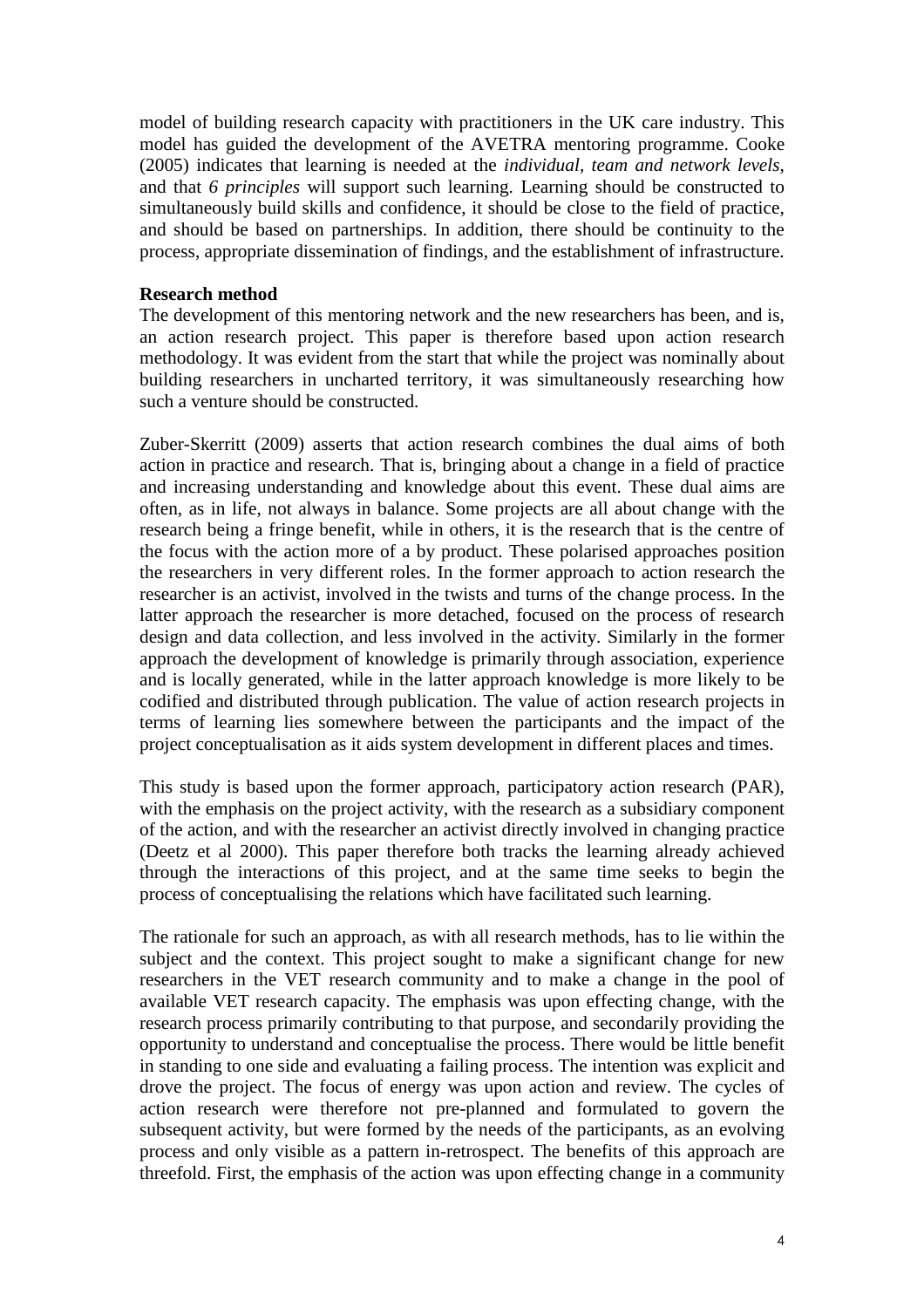model of building research capacity with practitioners in the UK care industry. This model has guided the development of the AVETRA mentoring programme. Cooke (2005) indicates that learning is needed at the *individual, team and network levels*, and that *6 principles* will support such learning. Learning should be constructed to simultaneously build skills and confidence, it should be close to the field of practice, and should be based on partnerships. In addition, there should be continuity to the process, appropriate dissemination of findings, and the establishment of infrastructure.

**Research method**

The development of this mentoring network and the new researchers has been, and is, an action research project. This paper is therefore based upon action research methodology. It was evident from the start that while the project was nominally about building researchers in uncharted territory, it was simultaneously researching how such a venture should be constructed.

Zuber-Skerritt (2009) asserts that action research combines the dual aims of both action in practice and research. That is, bringing about a change in a field of practice and increasing understanding and knowledge about this event. These dual aims are often, as in life, not always in balance. Some projects are all about change with the research being a fringe benefit, while in others, it is the research that is the centre of the focus with the action more of a by product. These polarised approaches position the researchers in very different roles. In the former approach to action research the researcher is an activist, involved in the twists and turns of the change process. In the latter approach the researcher is more detached, focused on the process of research design and data collection, and less involved in the activity. Similarly in the former approach the development of knowledge is primarily through association, experience and is locally generated, while in the latter approach knowledge is more likely to be codified and distributed through publication. The value of action research projects in terms of learning lies somewhere between the participants and the impact of the project conceptualisation as it aids system development in different places and times.

This study is based upon the former approach, participatory action research (PAR), with the emphasis on the project activity, with the research as a subsidiary component of the action, and with the researcher an activist directly involved in changing practice (Deetz et al 2000). This paper therefore both tracks the learning already achieved through the interactions of this project, and at the same time seeks to begin the process of conceptualising the relations which have facilitated such learning.

The rationale for such an approach, as with all research methods, has to lie within the subject and the context. This project sought to make a significant change for new researchers in the VET research community and to make a change in the pool of available VET research capacity. The emphasis was upon effecting change, with the research process primarily contributing to that purpose, and secondarily providing the opportunity to understand and conceptualise the process. There would be little benefit in standing to one side and evaluating a failing process. The intention was explicit and drove the project. The focus of energy was upon action and review. The cycles of action research were therefore not pre-planned and formulated to govern the subsequent activity, but were formed by the needs of the participants, as an evolving process and only visible as a pattern in-retrospect. The benefits of this approach are threefold. First, the emphasis of the action was upon effecting change in a community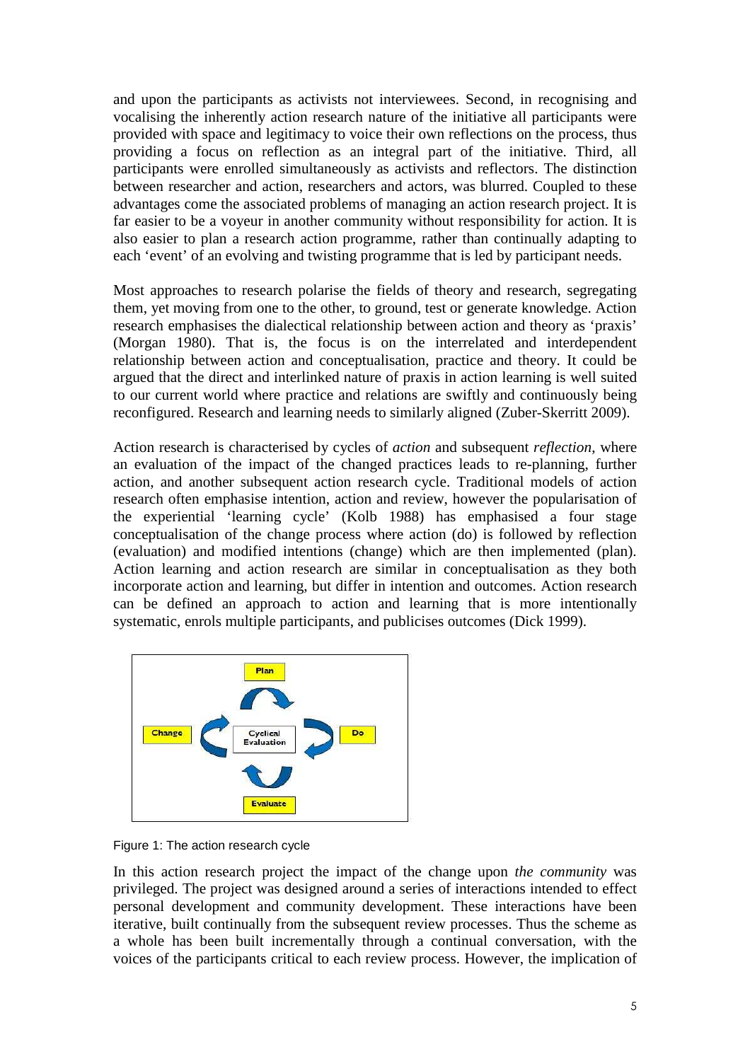and upon the participants as activists not interviewees. Second, in recognising and vocalising the inherently action research nature of the initiative all participants were provided with space and legitimacy to voice their own reflections on the process, thus providing a focus on reflection as an integral part of the initiative. Third, all participants were enrolled simultaneously as activists and reflectors. The distinction between researcher and action, researchers and actors, was blurred. Coupled to these advantages come the associated problems of managing an action research project. It is far easier to be a voyeur in another community without responsibility for action. It is also easier to plan a research action programme, rather than continually adapting to each 'event' of an evolving and twisting programme that is led by participant needs.

Most approaches to research polarise the fields of theory and research, segregating them, yet moving from one to the other, to ground, test or generate knowledge. Action research emphasises the dialectical relationship between action and theory as 'praxis' (Morgan 1980). That is, the focus is on the interrelated and interdependent relationship between action and conceptualisation, practice and theory. It could be argued that the direct and interlinked nature of praxis in action learning is well suited to our current world where practice and relations are swiftly and continuously being reconfigured. Research and learning needs to similarly aligned (Zuber-Skerritt 2009).

Action research is characterised by cycles of *action* and subsequent *reflection*, where an evaluation of the impact of the changed practices leads to re-planning, further action, and another subsequent action research cycle. Traditional models of action research often emphasise intention, action and review, however the popularisation of the experiential 'learning cycle' (Kolb 1988) has emphasised a four stage conceptualisation of the change process where action (do) is followed by reflection (evaluation) and modified intentions (change) which are then implemented (plan). Action learning and action research are similar in conceptualisation as they both incorporate action and learning, but differ in intention and outcomes. Action research can be defined an approach to action and learning that is more intentionally systematic, enrols multiple participants, and publicises outcomes (Dick 1999).

Plan

Change — Cyclical Evaluation — Do

Evaluate

Figure 1: The action research cycle

In this action research project the impact of the change upon *the community* was privileged. The project was designed around a series of interactions intended to effect personal development and community development. These interactions have been iterative, built continually from the subsequent review processes. Thus the scheme as a whole has been built incrementally through a continual conversation, with the voices of the participants critical to each review process. However, the implication of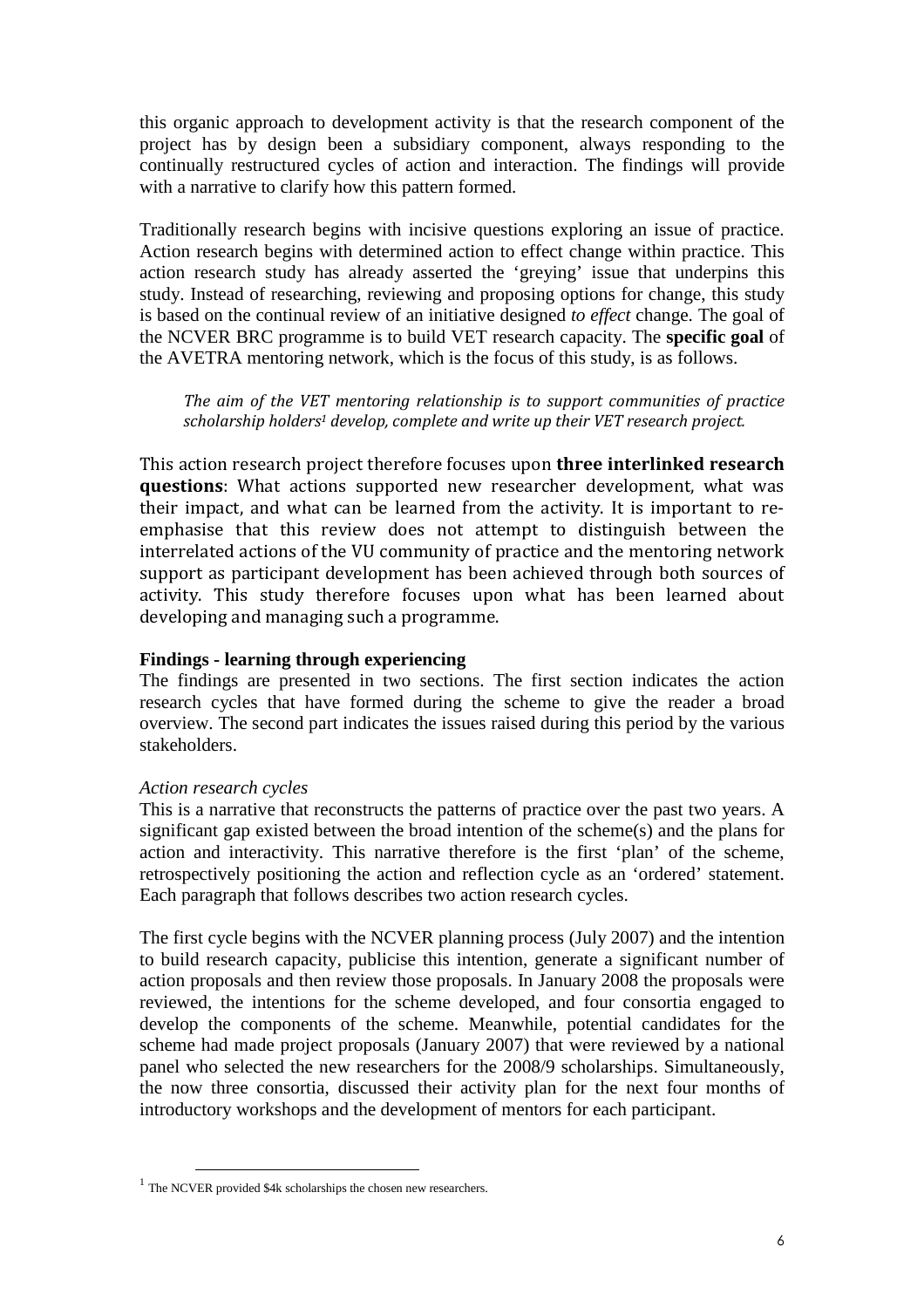this organic approach to development activity is that the research component of the project has by design been a subsidiary component, always responding to the continually restructured cycles of action and interaction. The findings will provide with a narrative to clarify how this pattern formed.

Traditionally research begins with incisive questions exploring an issue of practice. Action research begins with determined action to effect change within practice. This action research study has already asserted the 'greying' issue that underpins this study. Instead of researching, reviewing and proposing options for change, this study is based on the continual review of an initiative designed *to effect* change. The goal of the NCVER BRC programme is to build VET research capacity. The **specific goal** of the AVETRA mentoring network, which is the focus of this study, is as follows.

> *The aim of the VET mentoring relationship is to support communities of practice scholarship holders[1] develop, complete and write up their VET research project.*

This action research project therefore focuses upon **three interlinked research questions**: What actions supported new researcher development, what was their impact, and what can be learned from the activity. It is important to re-emphasise that this review does not attempt to distinguish between the interrelated actions of the VU community of practice and the mentoring network support as participant development has been achieved through both sources of activity. This study therefore focuses upon what has been learned about developing and managing such a programme.

**Findings - learning through experiencing**

The findings are presented in two sections. The first section indicates the action research cycles that have formed during the scheme to give the reader a broad overview. The second part indicates the issues raised during this period by the various stakeholders.

*Action research cycles*

This is a narrative that reconstructs the patterns of practice over the past two years. A significant gap existed between the broad intention of the scheme(s) and the plans for action and interactivity. This narrative therefore is the first 'plan' of the scheme, retrospectively positioning the action and reflection cycle as an 'ordered' statement. Each paragraph that follows describes two action research cycles.

The first cycle begins with the NCVER planning process (July 2007) and the intention to build research capacity, publicise this intention, generate a significant number of action proposals and then review those proposals. In January 2008 the proposals were reviewed, the intentions for the scheme developed, and four consortia engaged to develop the components of the scheme. Meanwhile, potential candidates for the scheme had made project proposals (January 2007) that were reviewed by a national panel who selected the new researchers for the 2008/9 scholarships. Simultaneously, the now three consortia, discussed their activity plan for the next four months of introductory workshops and the development of mentors for each participant.

---

[1] The NCVER provided $4k scholarships the chosen new researchers.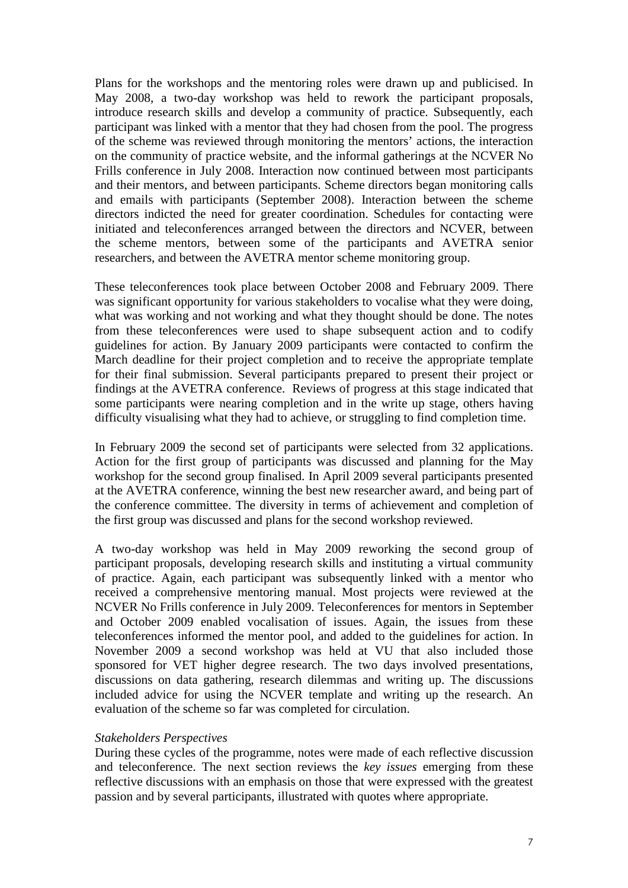Plans for the workshops and the mentoring roles were drawn up and publicised. In May 2008, a two-day workshop was held to rework the participant proposals, introduce research skills and develop a community of practice. Subsequently, each participant was linked with a mentor that they had chosen from the pool. The progress of the scheme was reviewed through monitoring the mentors' actions, the interaction on the community of practice website, and the informal gatherings at the NCVER No Frills conference in July 2008. Interaction now continued between most participants and their mentors, and between participants. Scheme directors began monitoring calls and emails with participants (September 2008). Interaction between the scheme directors indicted the need for greater coordination. Schedules for contacting were initiated and teleconferences arranged between the directors and NCVER, between the scheme mentors, between some of the participants and AVETRA senior researchers, and between the AVETRA mentor scheme monitoring group.

These teleconferences took place between October 2008 and February 2009. There was significant opportunity for various stakeholders to vocalise what they were doing, what was working and not working and what they thought should be done. The notes from these teleconferences were used to shape subsequent action and to codify guidelines for action. By January 2009 participants were contacted to confirm the March deadline for their project completion and to receive the appropriate template for their final submission. Several participants prepared to present their project or findings at the AVETRA conference. Reviews of progress at this stage indicated that some participants were nearing completion and in the write up stage, others having difficulty visualising what they had to achieve, or struggling to find completion time.

In February 2009 the second set of participants were selected from 32 applications. Action for the first group of participants was discussed and planning for the May workshop for the second group finalised. In April 2009 several participants presented at the AVETRA conference, winning the best new researcher award, and being part of the conference committee. The diversity in terms of achievement and completion of the first group was discussed and plans for the second workshop reviewed.

A two-day workshop was held in May 2009 reworking the second group of participant proposals, developing research skills and instituting a virtual community of practice. Again, each participant was subsequently linked with a mentor who received a comprehensive mentoring manual. Most projects were reviewed at the NCVER No Frills conference in July 2009. Teleconferences for mentors in September and October 2009 enabled vocalisation of issues. Again, the issues from these teleconferences informed the mentor pool, and added to the guidelines for action. In November 2009 a second workshop was held at VU that also included those sponsored for VET higher degree research. The two days involved presentations, discussions on data gathering, research dilemmas and writing up. The discussions included advice for using the NCVER template and writing up the research. An evaluation of the scheme so far was completed for circulation.

*Stakeholders Perspectives*

During these cycles of the programme, notes were made of each reflective discussion and teleconference. The next section reviews the *key issues* emerging from these reflective discussions with an emphasis on those that were expressed with the greatest passion and by several participants, illustrated with quotes where appropriate.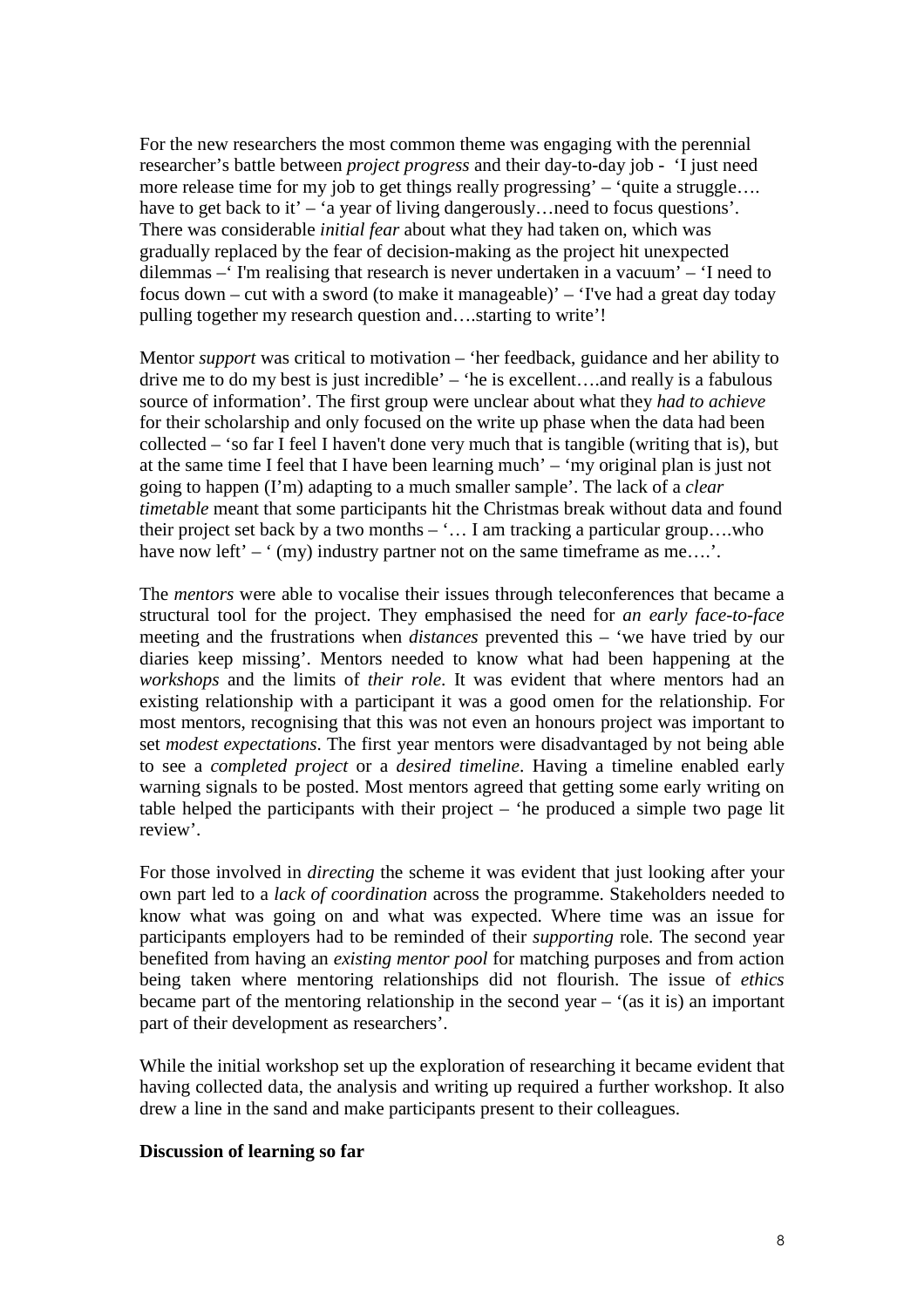For the new researchers the most common theme was engaging with the perennial researcher's battle between *project progress* and their day-to-day job - 'I just need more release time for my job to get things really progressing' – 'quite a struggle…. have to get back to it' – 'a year of living dangerously…need to focus questions'. There was considerable *initial fear* about what they had taken on, which was gradually replaced by the fear of decision-making as the project hit unexpected dilemmas –' I'm realising that research is never undertaken in a vacuum' – 'I need to focus down – cut with a sword (to make it manageable)' – 'I've had a great day today pulling together my research question and….starting to write'!

Mentor *support* was critical to motivation – 'her feedback, guidance and her ability to drive me to do my best is just incredible' – 'he is excellent….and really is a fabulous source of information'. The first group were unclear about what they *had to achieve* for their scholarship and only focused on the write up phase when the data had been collected – 'so far I feel I haven't done very much that is tangible (writing that is), but at the same time I feel that I have been learning much' – 'my original plan is just not going to happen (I'm) adapting to a much smaller sample'. The lack of a *clear timetable* meant that some participants hit the Christmas break without data and found their project set back by a two months – '… I am tracking a particular group….who have now left' – ' (my) industry partner not on the same timeframe as me….'.

The *mentors* were able to vocalise their issues through teleconferences that became a structural tool for the project. They emphasised the need for *an early face-to-face* meeting and the frustrations when *distances* prevented this – 'we have tried by our diaries keep missing'. Mentors needed to know what had been happening at the *workshops* and the limits of *their role*. It was evident that where mentors had an existing relationship with a participant it was a good omen for the relationship. For most mentors, recognising that this was not even an honours project was important to set *modest expectations*. The first year mentors were disadvantaged by not being able to see a *completed project* or a *desired timeline*. Having a timeline enabled early warning signals to be posted. Most mentors agreed that getting some early writing on table helped the participants with their project – 'he produced a simple two page lit review'.

For those involved in *directing* the scheme it was evident that just looking after your own part led to a *lack of coordination* across the programme. Stakeholders needed to know what was going on and what was expected. Where time was an issue for participants employers had to be reminded of their *supporting* role. The second year benefited from having an *existing mentor pool* for matching purposes and from action being taken where mentoring relationships did not flourish. The issue of *ethics* became part of the mentoring relationship in the second year – '(as it is) an important part of their development as researchers'.

While the initial workshop set up the exploration of researching it became evident that having collected data, the analysis and writing up required a further workshop. It also drew a line in the sand and make participants present to their colleagues.

**Discussion of learning so far**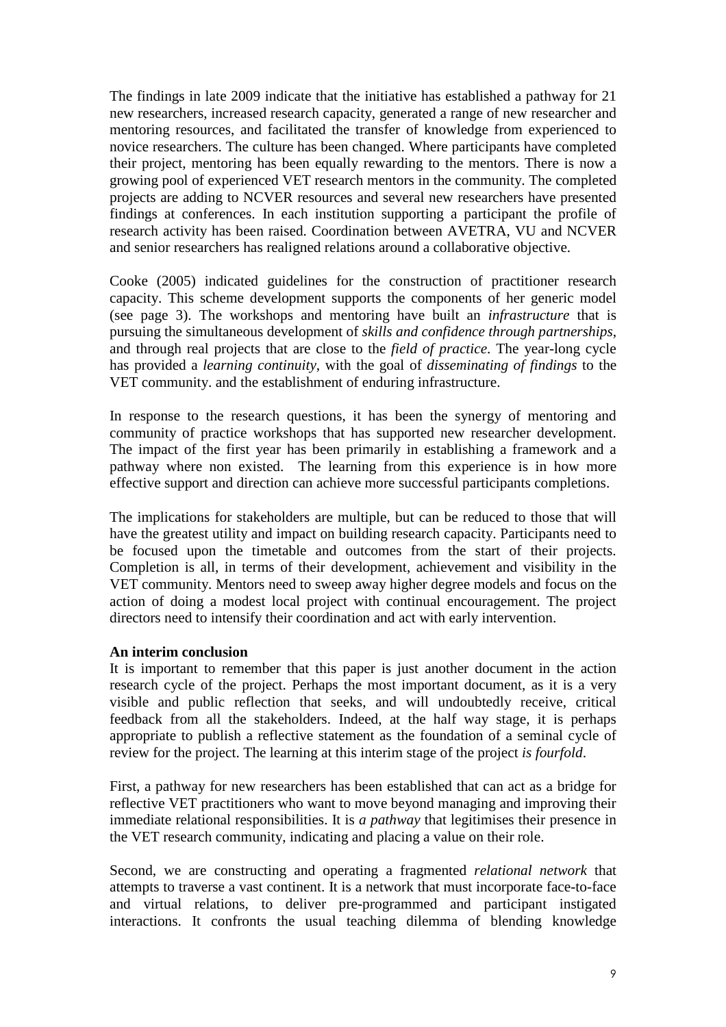The findings in late 2009 indicate that the initiative has established a pathway for 21 new researchers, increased research capacity, generated a range of new researcher and mentoring resources, and facilitated the transfer of knowledge from experienced to novice researchers. The culture has been changed. Where participants have completed their project, mentoring has been equally rewarding to the mentors. There is now a growing pool of experienced VET research mentors in the community. The completed projects are adding to NCVER resources and several new researchers have presented findings at conferences. In each institution supporting a participant the profile of research activity has been raised. Coordination between AVETRA, VU and NCVER and senior researchers has realigned relations around a collaborative objective.

Cooke (2005) indicated guidelines for the construction of practitioner research capacity. This scheme development supports the components of her generic model (see page 3). The workshops and mentoring have built an *infrastructure* that is pursuing the simultaneous development of *skills and confidence through partnerships*, and through real projects that are close to the *field of practice*. The year-long cycle has provided a *learning continuity*, with the goal of *disseminating of findings* to the VET community. and the establishment of enduring infrastructure.

In response to the research questions, it has been the synergy of mentoring and community of practice workshops that has supported new researcher development. The impact of the first year has been primarily in establishing a framework and a pathway where non existed. The learning from this experience is in how more effective support and direction can achieve more successful participants completions.

The implications for stakeholders are multiple, but can be reduced to those that will have the greatest utility and impact on building research capacity. Participants need to be focused upon the timetable and outcomes from the start of their projects. Completion is all, in terms of their development, achievement and visibility in the VET community. Mentors need to sweep away higher degree models and focus on the action of doing a modest local project with continual encouragement. The project directors need to intensify their coordination and act with early intervention.

**An interim conclusion**

It is important to remember that this paper is just another document in the action research cycle of the project. Perhaps the most important document, as it is a very visible and public reflection that seeks, and will undoubtedly receive, critical feedback from all the stakeholders. Indeed, at the half way stage, it is perhaps appropriate to publish a reflective statement as the foundation of a seminal cycle of review for the project. The learning at this interim stage of the project *is fourfold*.

First, a pathway for new researchers has been established that can act as a bridge for reflective VET practitioners who want to move beyond managing and improving their immediate relational responsibilities. It is *a pathway* that legitimises their presence in the VET research community, indicating and placing a value on their role.

Second, we are constructing and operating a fragmented *relational network* that attempts to traverse a vast continent. It is a network that must incorporate face-to-face and virtual relations, to deliver pre-programmed and participant instigated interactions. It confronts the usual teaching dilemma of blending knowledge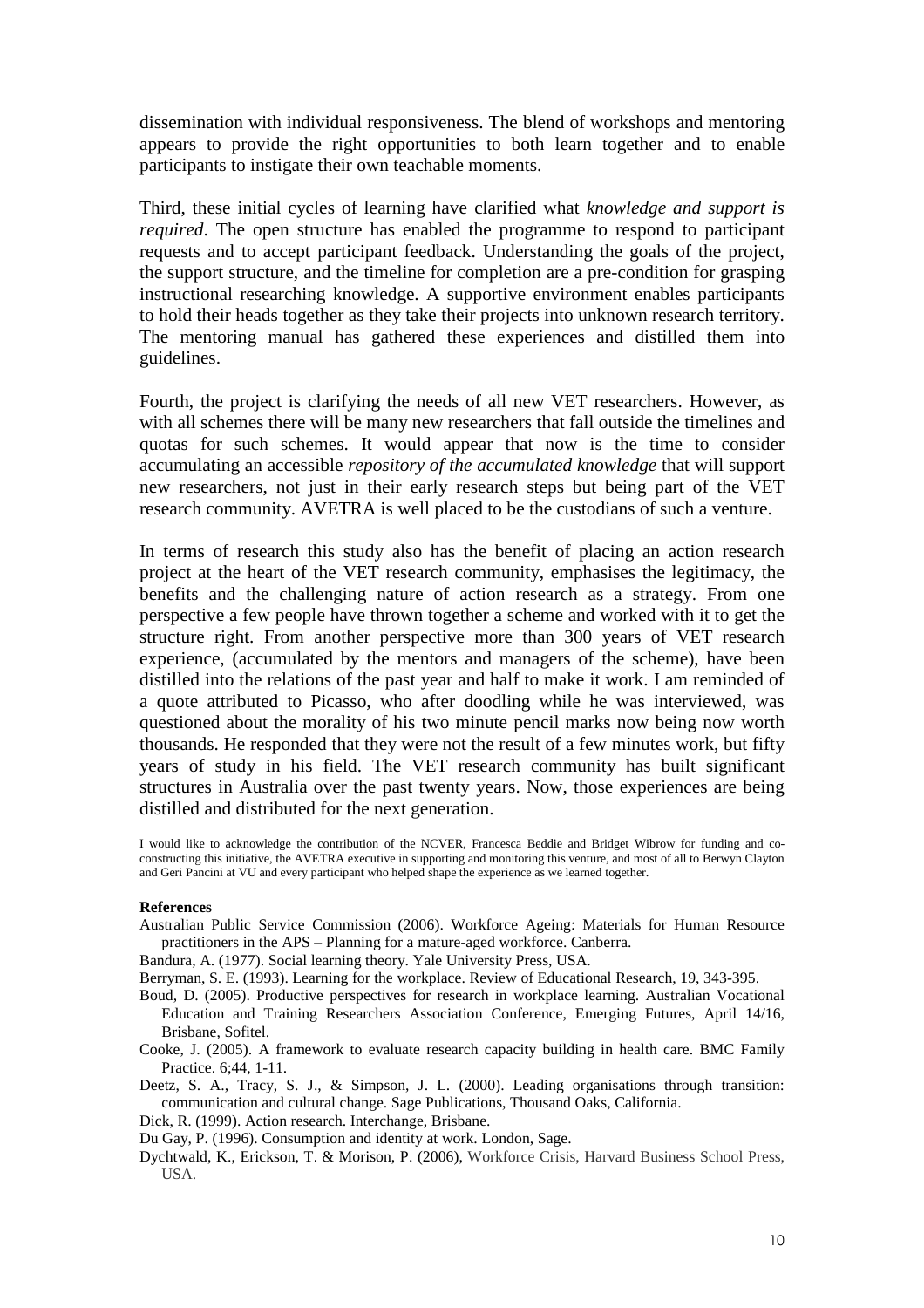dissemination with individual responsiveness. The blend of workshops and mentoring appears to provide the right opportunities to both learn together and to enable participants to instigate their own teachable moments.

Third, these initial cycles of learning have clarified what *knowledge and support is required*. The open structure has enabled the programme to respond to participant requests and to accept participant feedback. Understanding the goals of the project, the support structure, and the timeline for completion are a pre-condition for grasping instructional researching knowledge. A supportive environment enables participants to hold their heads together as they take their projects into unknown research territory. The mentoring manual has gathered these experiences and distilled them into guidelines.

Fourth, the project is clarifying the needs of all new VET researchers. However, as with all schemes there will be many new researchers that fall outside the timelines and quotas for such schemes. It would appear that now is the time to consider accumulating an accessible *repository of the accumulated knowledge* that will support new researchers, not just in their early research steps but being part of the VET research community. AVETRA is well placed to be the custodians of such a venture.

In terms of research this study also has the benefit of placing an action research project at the heart of the VET research community, emphasises the legitimacy, the benefits and the challenging nature of action research as a strategy. From one perspective a few people have thrown together a scheme and worked with it to get the structure right. From another perspective more than 300 years of VET research experience, (accumulated by the mentors and managers of the scheme), have been distilled into the relations of the past year and half to make it work. I am reminded of a quote attributed to Picasso, who after doodling while he was interviewed, was questioned about the morality of his two minute pencil marks now being now worth thousands. He responded that they were not the result of a few minutes work, but fifty years of study in his field. The VET research community has built significant structures in Australia over the past twenty years. Now, those experiences are being distilled and distributed for the next generation.

I would like to acknowledge the contribution of the NCVER, Francesca Beddie and Bridget Wibrow for funding and co-constructing this initiative, the AVETRA executive in supporting and monitoring this venture, and most of all to Berwyn Clayton and Geri Pancini at VU and every participant who helped shape the experience as we learned together.

**References**

Australian Public Service Commission (2006). Workforce Ageing: Materials for Human Resource practitioners in the APS – Planning for a mature-aged workforce. Canberra.

Bandura, A. (1977). Social learning theory. Yale University Press, USA.

Berryman, S. E. (1993). Learning for the workplace. Review of Educational Research, 19, 343-395.

Boud, D. (2005). Productive perspectives for research in workplace learning. Australian Vocational Education and Training Researchers Association Conference, Emerging Futures, April 14/16, Brisbane, Sofitel.

Cooke, J. (2005). A framework to evaluate research capacity building in health care. BMC Family Practice. 6;44, 1-11.

Deetz, S. A., Tracy, S. J., & Simpson, J. L. (2000). Leading organisations through transition: communication and cultural change. Sage Publications, Thousand Oaks, California.

Dick, R. (1999). Action research. Interchange, Brisbane.

Du Gay, P. (1996). Consumption and identity at work. London, Sage.

Dychtwald, K., Erickson, T. & Morison, P. (2006), Workforce Crisis, Harvard Business School Press, USA.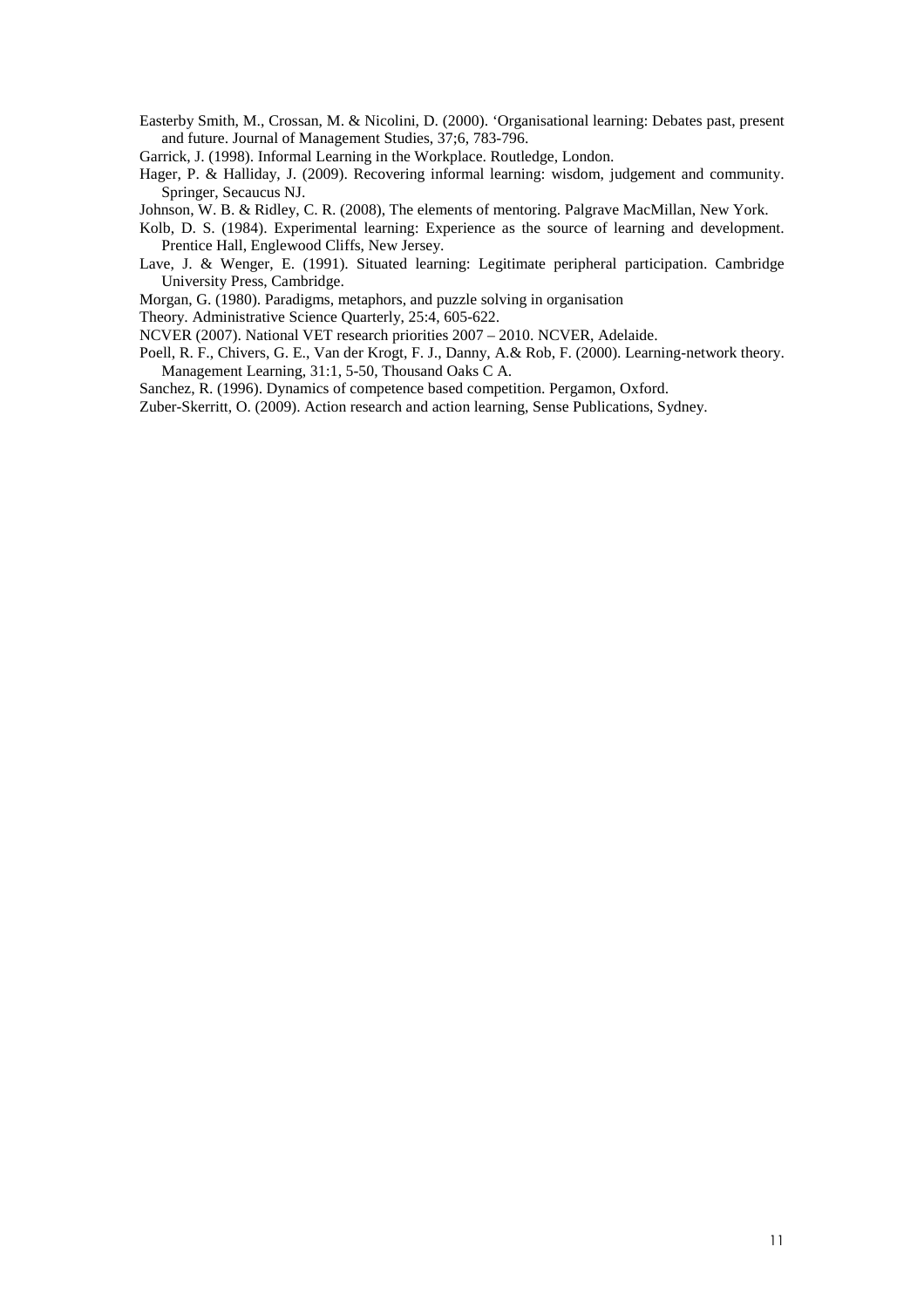Easterby Smith, M., Crossan, M. & Nicolini, D. (2000). 'Organisational learning: Debates past, present and future. Journal of Management Studies, 37;6, 783-796.

Garrick, J. (1998). Informal Learning in the Workplace. Routledge, London.

Hager, P. & Halliday, J. (2009). Recovering informal learning: wisdom, judgement and community. Springer, Secaucus NJ.

Johnson, W. B. & Ridley, C. R. (2008), The elements of mentoring. Palgrave MacMillan, New York.

Kolb, D. S. (1984). Experimental learning: Experience as the source of learning and development. Prentice Hall, Englewood Cliffs, New Jersey.

Lave, J. & Wenger, E. (1991). Situated learning: Legitimate peripheral participation. Cambridge University Press, Cambridge.

Morgan, G. (1980). Paradigms, metaphors, and puzzle solving in organisation

Theory. Administrative Science Quarterly, 25:4, 605-622.

NCVER (2007). National VET research priorities 2007 – 2010. NCVER, Adelaide.

Poell, R. F., Chivers, G. E., Van der Krogt, F. J., Danny, A.& Rob, F. (2000). Learning-network theory. Management Learning, 31:1, 5-50, Thousand Oaks C A.

Sanchez, R. (1996). Dynamics of competence based competition. Pergamon, Oxford.

Zuber-Skerritt, O. (2009). Action research and action learning, Sense Publications, Sydney.